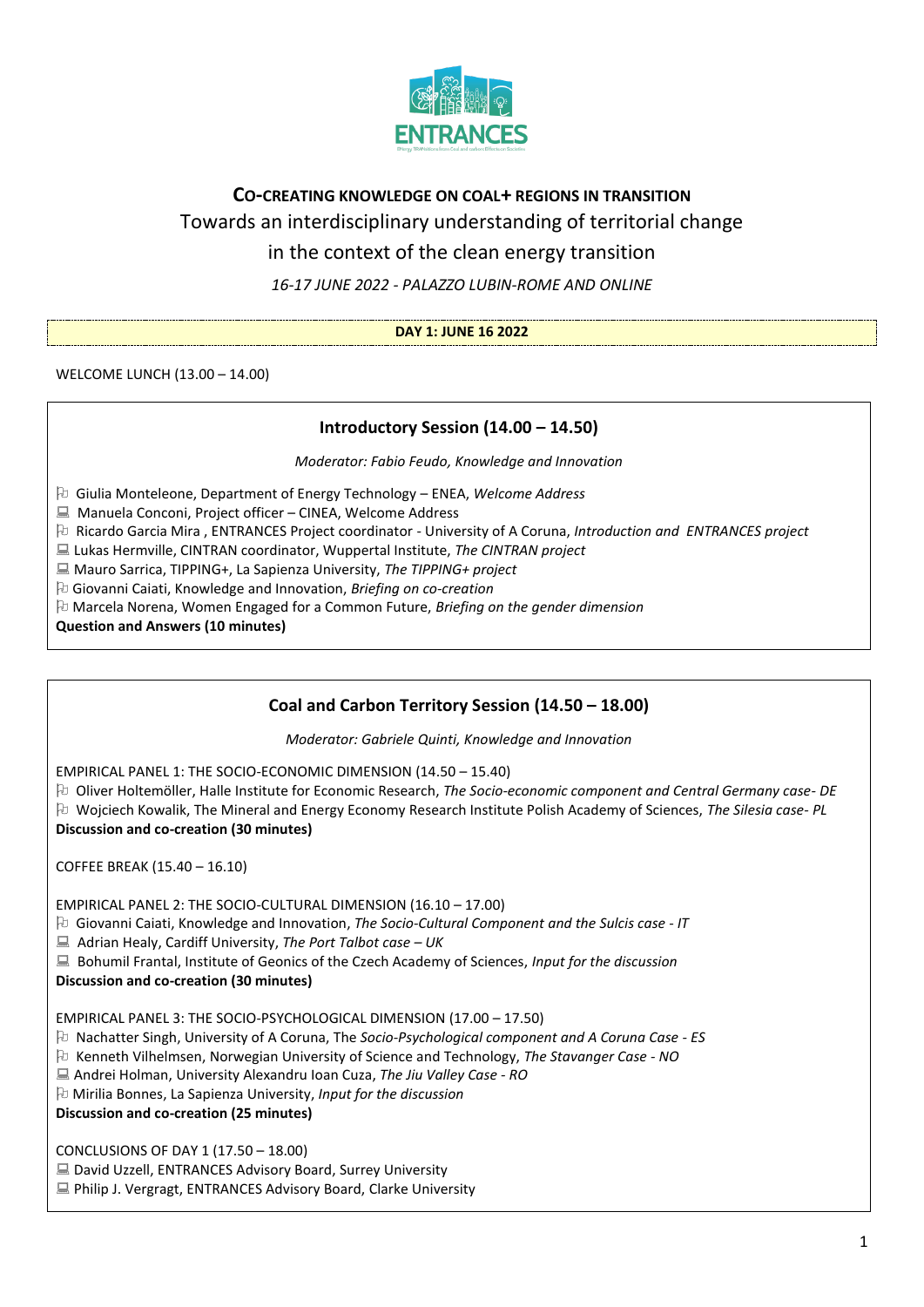# CO-CREATING KNOWLEDGE ON COAL+ REGIONS IN TRANSITION

## Towards an interdisciplinary understanding of territorial change in the context of the clean energy transition

*16-17 JUNE 2022 - PALAZZO LUBIN-ROME AND ONLINE*

**DAY 1: JUNE 16 2022**

WELCOME LUNCH (13.00 – 14.00)

### Introductory Session (14.00 – 14.50)

*Moderator: Fabio Feudo, Knowledge and Innovation*

- Giulia Monteleone, Department of Energy Technology – ENEA, *Welcome Address*
- Manuela Conconi, Project officer – CINEA, Welcome Address
- Ricardo Garcia Mira , ENTRANCES Project coordinator - University of A Coruna, *Introduction and ENTRANCES project*
- Lukas Hermville, CINTRAN coordinator, Wuppertal Institute, *The CINTRAN project*
- Mauro Sarrica, TIPPING+, La Sapienza University, *The TIPPING+ project*
- Giovanni Caiati, Knowledge and Innovation, *Briefing on co-creation*
- Marcela Norena, Women Engaged for a Common Future, *Briefing on the gender dimension*

**Question and Answers (10 minutes)**

### Coal and Carbon Territory Session (14.50 – 18.00)

*Moderator: Gabriele Quinti, Knowledge and Innovation*

EMPIRICAL PANEL 1: THE SOCIO-ECONOMIC DIMENSION (14.50 – 15.40)

- Oliver Holtemöller, Halle Institute for Economic Research, *The Socio-economic component and Central Germany case- DE*
- Wojciech Kowalik, The Mineral and Energy Economy Research Institute Polish Academy of Sciences, *The Silesia case- PL*

**Discussion and co-creation (30 minutes)**

COFFEE BREAK (15.40 – 16.10)

EMPIRICAL PANEL 2: THE SOCIO-CULTURAL DIMENSION (16.10 – 17.00)

- Giovanni Caiati, Knowledge and Innovation, *The Socio-Cultural Component and the Sulcis case - IT*
- Adrian Healy, Cardiff University, *The Port Talbot case – UK*
- Bohumil Frantal, Institute of Geonics of the Czech Academy of Sciences, *Input for the discussion*

**Discussion and co-creation (30 minutes)**

EMPIRICAL PANEL 3: THE SOCIO-PSYCHOLOGICAL DIMENSION (17.00 – 17.50)

- Nachatter Singh, University of A Coruna, The *Socio-Psychological component and A Coruna Case - ES*
- Kenneth Vilhelmsen, Norwegian University of Science and Technology, *The Stavanger Case - NO*
- Andrei Holman, University Alexandru Ioan Cuza, *The Jiu Valley Case - RO*
- Mirilia Bonnes, La Sapienza University, *Input for the discussion*

**Discussion and co-creation (25 minutes)**

CONCLUSIONS OF DAY 1 (17.50 – 18.00)

- David Uzzell, ENTRANCES Advisory Board, Surrey University
- Philip J. Vergragt, ENTRANCES Advisory Board, Clarke University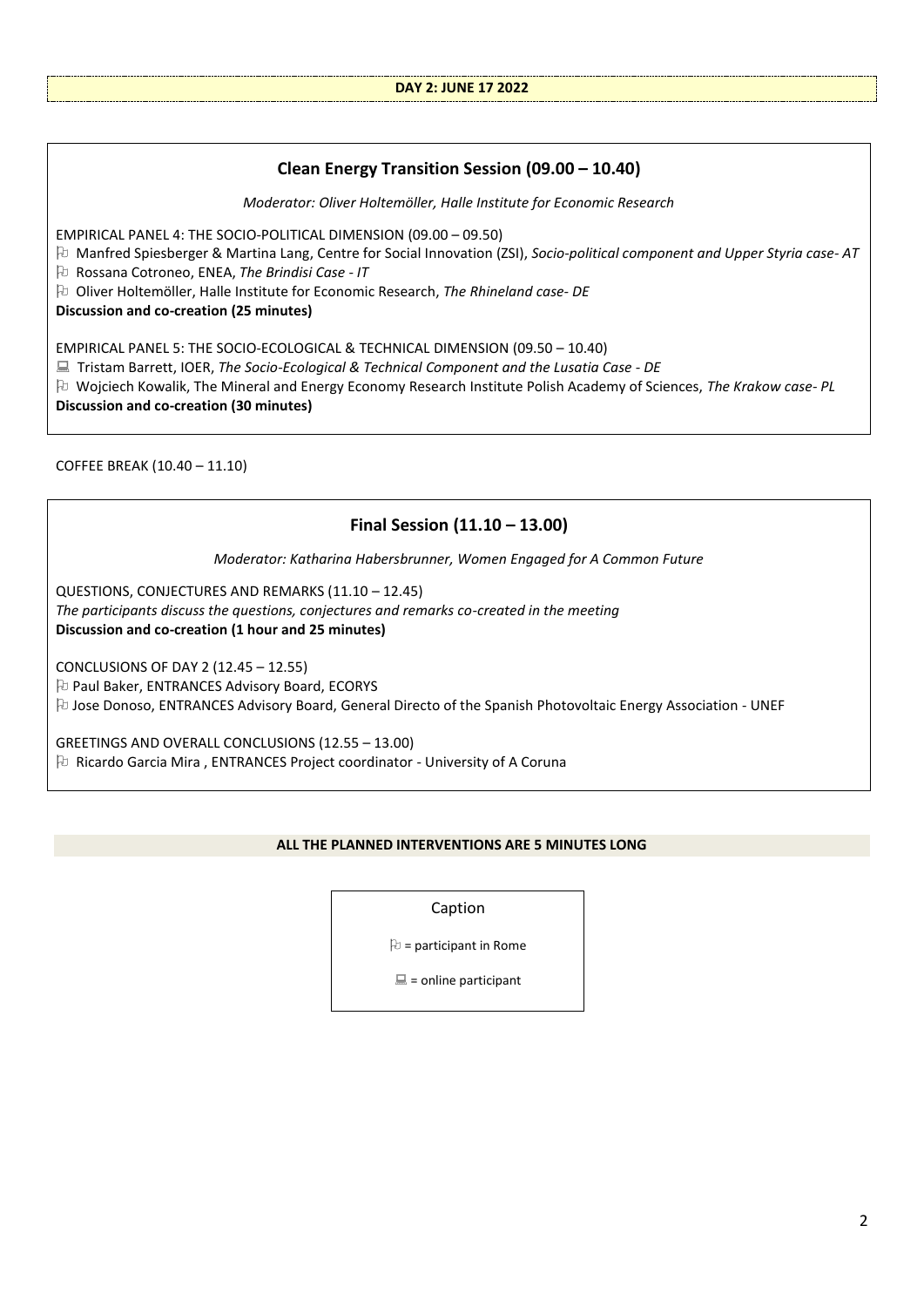**DAY 2: JUNE 17 2022**

## Clean Energy Transition Session (09.00 – 10.40)

*Moderator: Oliver Holtemöller, Halle Institute for Economic Research*

EMPIRICAL PANEL 4: THE SOCIO-POLITICAL DIMENSION (09.00 – 09.50)

- 🏳 Manfred Spiesberger & Martina Lang, Centre for Social Innovation (ZSI), *Socio-political component and Upper Styria case- AT*
- 🏳 Rossana Cotroneo, ENEA, *The Brindisi Case - IT*
- 🏳 Oliver Holtemöller, Halle Institute for Economic Research, *The Rhineland case- DE*

**Discussion and co-creation (25 minutes)**

EMPIRICAL PANEL 5: THE SOCIO-ECOLOGICAL & TECHNICAL DIMENSION (09.50 – 10.40)

- 💻 Tristam Barrett, IOER, *The Socio-Ecological & Technical Component and the Lusatia Case - DE*
- 🏳 Wojciech Kowalik, The Mineral and Energy Economy Research Institute Polish Academy of Sciences, *The Krakow case- PL*

**Discussion and co-creation (30 minutes)**

COFFEE BREAK (10.40 – 11.10)

## Final Session (11.10 – 13.00)

*Moderator: Katharina Habersbrunner, Women Engaged for A Common Future*

QUESTIONS, CONJECTURES AND REMARKS (11.10 – 12.45)

*The participants discuss the questions, conjectures and remarks co-created in the meeting*

**Discussion and co-creation (1 hour and 25 minutes)**

CONCLUSIONS OF DAY 2 (12.45 – 12.55)

- 🏳 Paul Baker, ENTRANCES Advisory Board, ECORYS
- 🏳 Jose Donoso, ENTRANCES Advisory Board, General Directo of the Spanish Photovoltaic Energy Association - UNEF

GREETINGS AND OVERALL CONCLUSIONS (12.55 – 13.00)

- 🏳 Ricardo Garcia Mira , ENTRANCES Project coordinator - University of A Coruna

**ALL THE PLANNED INTERVENTIONS ARE 5 MINUTES LONG**

Caption

🏳 = participant in Rome

💻 = online participant